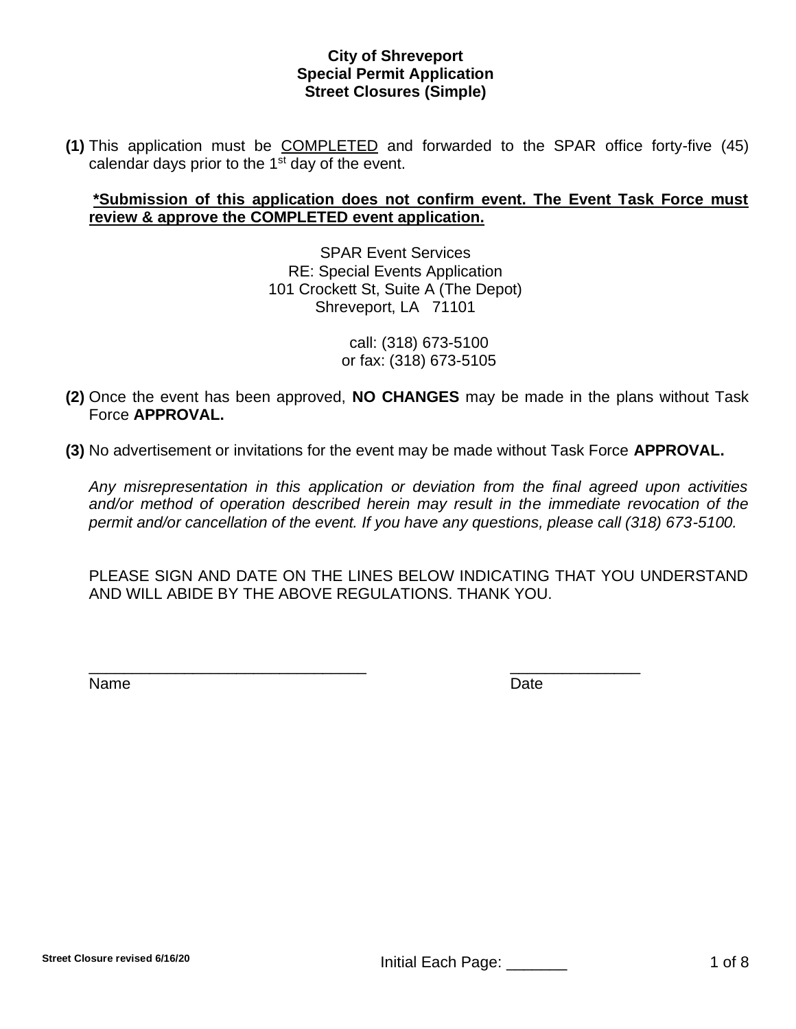**City of Shreveport**
**Special Permit Application**
**Street Closures (Simple)**

**(1)** This application must be COMPLETED and forwarded to the SPAR office forty-five (45) calendar days prior to the 1st day of the event.

**\*Submission of this application does not confirm event. The Event Task Force must review & approve the COMPLETED event application.**

SPAR Event Services
RE: Special Events Application
101 Crockett St, Suite A (The Depot)
Shreveport, LA 71101

call: (318) 673-5100
or fax: (318) 673-5105

**(2)** Once the event has been approved, **NO CHANGES** may be made in the plans without Task Force **APPROVAL.**

**(3)** No advertisement or invitations for the event may be made without Task Force **APPROVAL.**

*Any misrepresentation in this application or deviation from the final agreed upon activities and/or method of operation described herein may result in the immediate revocation of the permit and/or cancellation of the event. If you have any questions, please call (318) 673-5100.*

PLEASE SIGN AND DATE ON THE LINES BELOW INDICATING THAT YOU UNDERSTAND AND WILL ABIDE BY THE ABOVE REGULATIONS. THANK YOU.

_________________________________ _______________
Name Date

Street Closure revised 6/16/20

Initial Each Page: _______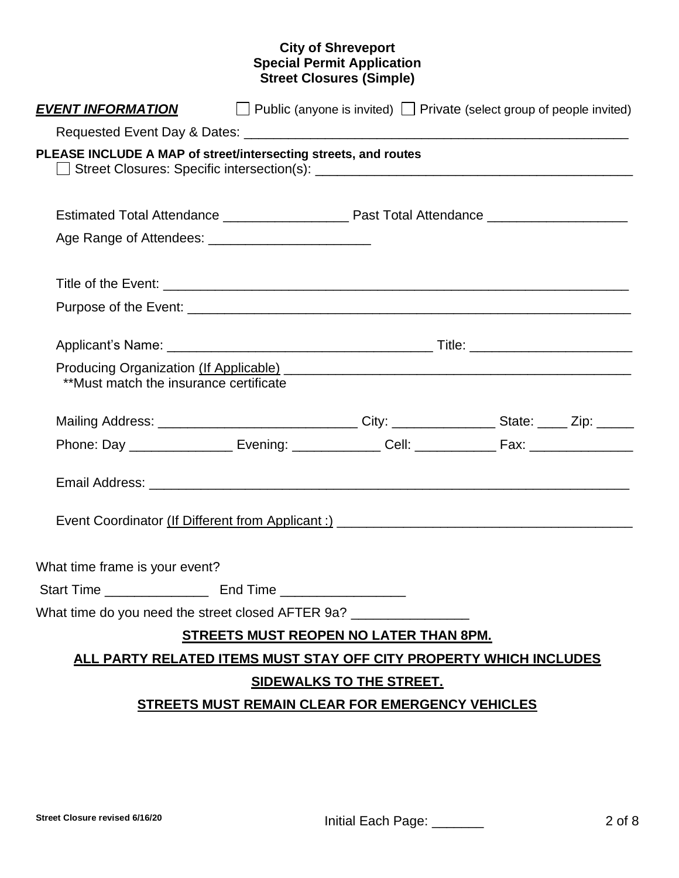**City of Shreveport**
**Special Permit Application**
**Street Closures (Simple)**

***EVENT INFORMATION*** ☐ Public (anyone is invited) ☐ Private (select group of people invited)

Requested Event Day & Dates: ______________________________________________________

**PLEASE INCLUDE A MAP of street/intersecting streets, and routes**

☐ Street Closures: Specific intersection(s): ____________________________________________

Estimated Total Attendance _________________ Past Total Attendance ___________________

Age Range of Attendees: ______________________

Title of the Event: _________________________________________________________________

Purpose of the Event: _______________________________________________________________

Applicant's Name: ___________________________________ Title: _____________________

Producing Organization <u>(If Applicable)</u> _______________________________________________

**Must match the insurance certificate

Mailing Address: ___________________________ City: ______________ State: ____ Zip: _____

Phone: Day ______________ Evening: ____________ Cell: ___________ Fax: ______________

Email Address: ____________________________________________________________________

Event Coordinator <u>(If Different from Applicant :)</u> _______________________________________

What time frame is your event?

Start Time ______________ End Time _________________

What time do you need the street closed AFTER 9a? ________________

**<u>STREETS MUST REOPEN NO LATER THAN 8PM.</u>**

**<u>ALL PARTY RELATED ITEMS MUST STAY OFF CITY PROPERTY WHICH INCLUDES SIDEWALKS TO THE STREET.</u>**

**<u>STREETS MUST REMAIN CLEAR FOR EMERGENCY VEHICLES</u>**

**Street Closure revised 6/16/20**

Initial Each Page: _______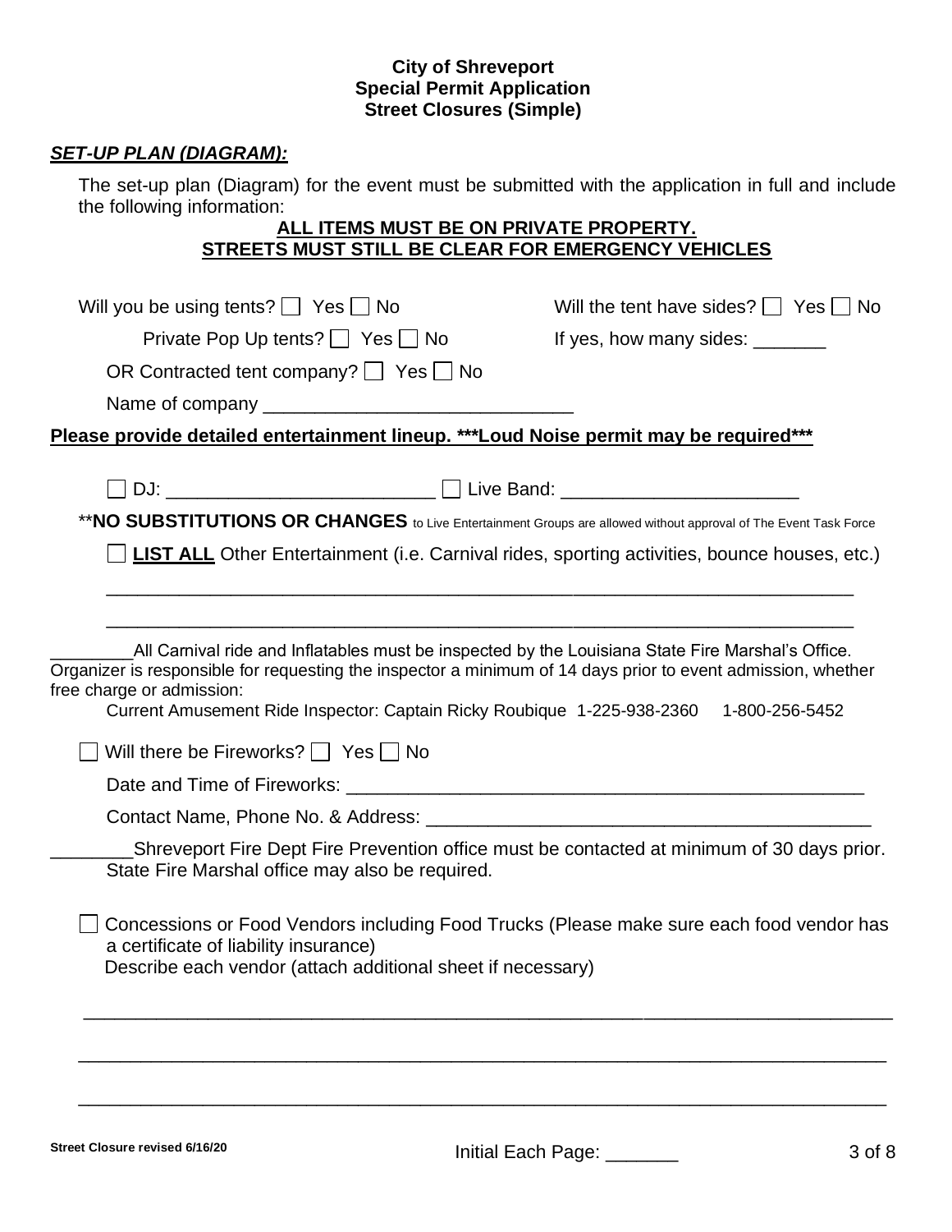**City of Shreveport**
**Special Permit Application**
**Street Closures (Simple)**

***SET-UP PLAN (DIAGRAM):***

The set-up plan (Diagram) for the event must be submitted with the application in full and include the following information:

**ALL ITEMS MUST BE ON PRIVATE PROPERTY.**
**STREETS MUST STILL BE CLEAR FOR EMERGENCY VEHICLES**

Will you be using tents? ☐ Yes ☐ No

Private Pop Up tents? ☐ Yes ☐ No

OR Contracted tent company? ☐ Yes ☐ No

Name of company ______________________________

Will the tent have sides? ☐ Yes ☐ No

If yes, how many sides: _______

**Please provide detailed entertainment lineup. ***Loud Noise permit may be required*****

☐ DJ: __________________________ ☐ Live Band: _______________________

****NO SUBSTITUTIONS OR CHANGES** to Live Entertainment Groups are allowed without approval of The Event Task Force

☐ **LIST ALL** Other Entertainment (i.e. Carnival rides, sporting activities, bounce houses, etc.)

_____________________________________________________________________________

_____________________________________________________________________________

________All Carnival ride and Inflatables must be inspected by the Louisiana State Fire Marshal's Office. Organizer is responsible for requesting the inspector a minimum of 14 days prior to event admission, whether free charge or admission:

Current Amusement Ride Inspector: Captain Ricky Roubique 1-225-938-2360 1-800-256-5452

☐ Will there be Fireworks? ☐ Yes ☐ No

Date and Time of Fireworks: _____________________________________________________

Contact Name, Phone No. & Address: ____________________________________________

________Shreveport Fire Dept Fire Prevention office must be contacted at minimum of 30 days prior. State Fire Marshal office may also be required.

☐ Concessions or Food Vendors including Food Trucks (Please make sure each food vendor has a certificate of liability insurance)
Describe each vendor (attach additional sheet if necessary)

_____________________________________________________________________________

_____________________________________________________________________________

_____________________________________________________________________________

Street Closure revised 6/16/20

Initial Each Page: _______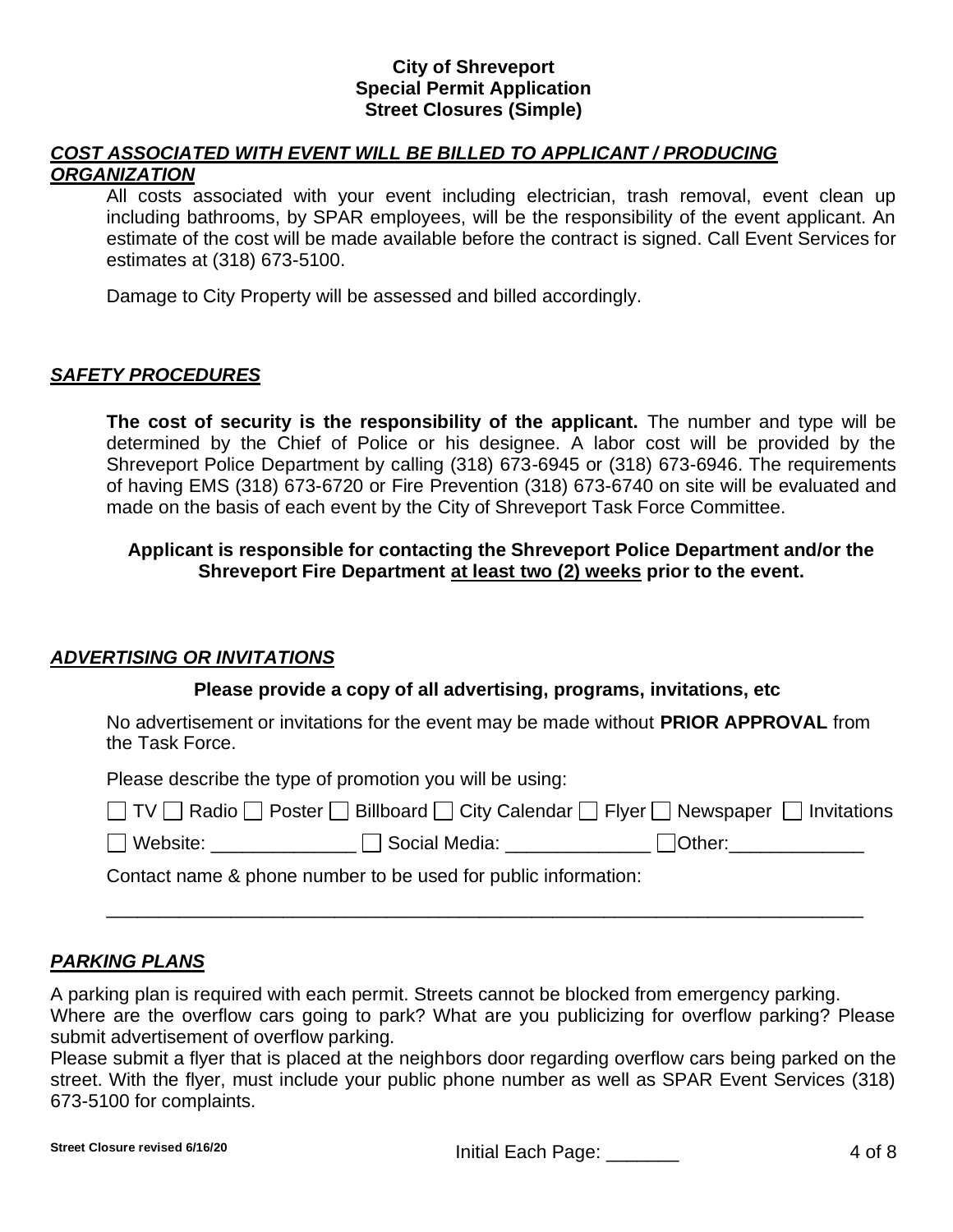**City of Shreveport**
**Special Permit Application**
**Street Closures (Simple)**

## ***COST ASSOCIATED WITH EVENT WILL BE BILLED TO APPLICANT / PRODUCING ORGANIZATION***

All costs associated with your event including electrician, trash removal, event clean up including bathrooms, by SPAR employees, will be the responsibility of the event applicant. An estimate of the cost will be made available before the contract is signed. Call Event Services for estimates at (318) 673-5100.

Damage to City Property will be assessed and billed accordingly.

## ***SAFETY PROCEDURES***

**The cost of security is the responsibility of the applicant.** The number and type will be determined by the Chief of Police or his designee. A labor cost will be provided by the Shreveport Police Department by calling (318) 673-6945 or (318) 673-6946. The requirements of having EMS (318) 673-6720 or Fire Prevention (318) 673-6740 on site will be evaluated and made on the basis of each event by the City of Shreveport Task Force Committee.

**Applicant is responsible for contacting the Shreveport Police Department and/or the Shreveport Fire Department <u>at least two (2) weeks</u> prior to the event.**

## ***ADVERTISING OR INVITATIONS***

**Please provide a copy of all advertising, programs, invitations, etc**

No advertisement or invitations for the event may be made without **PRIOR APPROVAL** from the Task Force.

Please describe the type of promotion you will be using:

☐ TV ☐ Radio ☐ Poster ☐ Billboard ☐ City Calendar ☐ Flyer ☐ Newspaper ☐ Invitations

☐ Website: ______________ ☐ Social Media: ______________ ☐ Other: _____________

Contact name & phone number to be used for public information:

_____________________________________________________________________________

## ***PARKING PLANS***

A parking plan is required with each permit. Streets cannot be blocked from emergency parking.
Where are the overflow cars going to park? What are you publicizing for overflow parking? Please submit advertisement of overflow parking.
Please submit a flyer that is placed at the neighbors door regarding overflow cars being parked on the street. With the flyer, must include your public phone number as well as SPAR Event Services (318) 673-5100 for complaints.

Initial Each Page: _______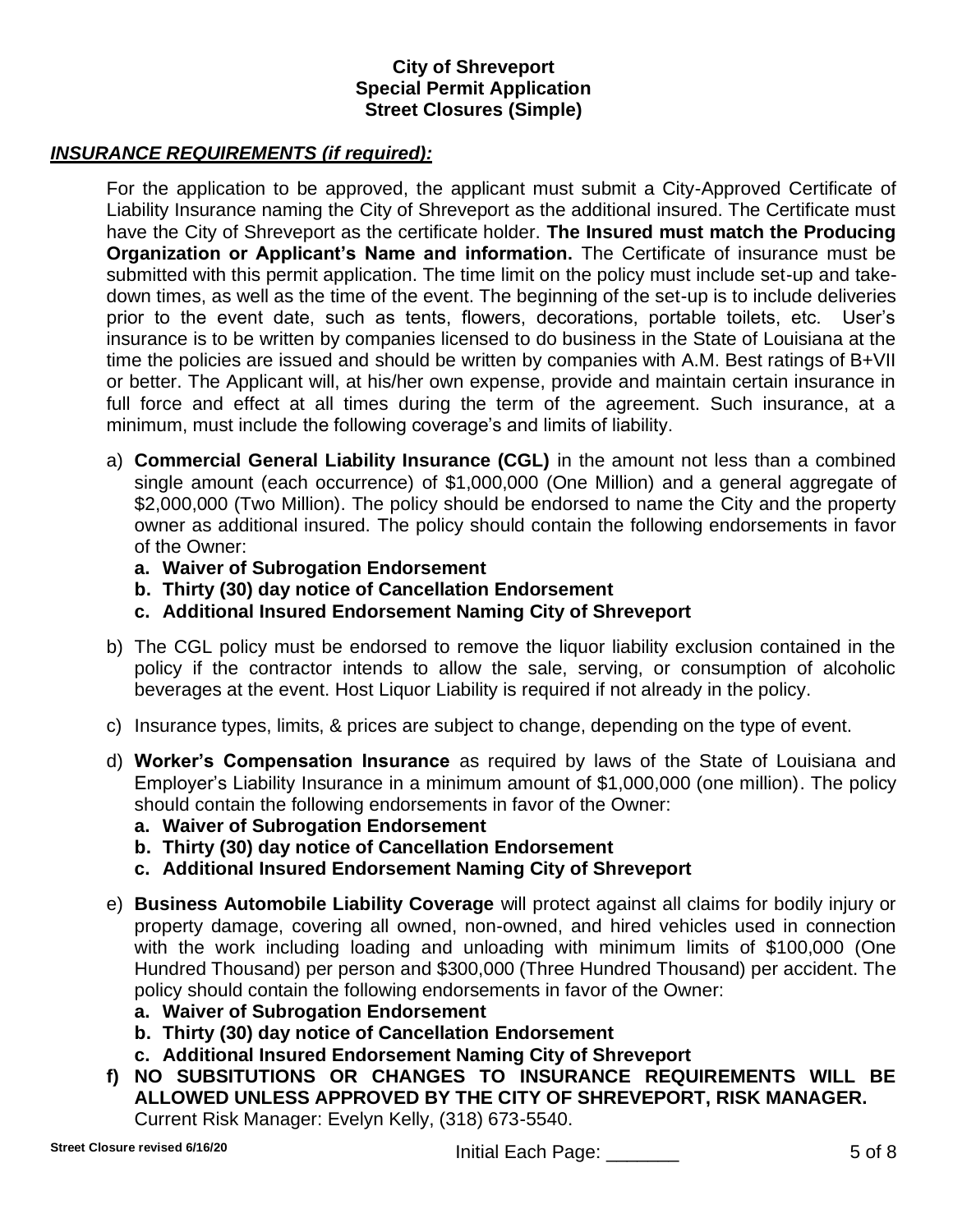**City of Shreveport**
**Special Permit Application**
**Street Closures (Simple)**

***INSURANCE REQUIREMENTS (if required):***

For the application to be approved, the applicant must submit a City-Approved Certificate of Liability Insurance naming the City of Shreveport as the additional insured. The Certificate must have the City of Shreveport as the certificate holder. **The Insured must match the Producing Organization or Applicant's Name and information.** The Certificate of insurance must be submitted with this permit application. The time limit on the policy must include set-up and take-down times, as well as the time of the event. The beginning of the set-up is to include deliveries prior to the event date, such as tents, flowers, decorations, portable toilets, etc. User's insurance is to be written by companies licensed to do business in the State of Louisiana at the time the policies are issued and should be written by companies with A.M. Best ratings of B+VII or better. The Applicant will, at his/her own expense, provide and maintain certain insurance in full force and effect at all times during the term of the agreement. Such insurance, at a minimum, must include the following coverage's and limits of liability.

a) **Commercial General Liability Insurance (CGL)** in the amount not less than a combined single amount (each occurrence) of $1,000,000 (One Million) and a general aggregate of $2,000,000 (Two Million). The policy should be endorsed to name the City and the property owner as additional insured. The policy should contain the following endorsements in favor of the Owner:
   - **a. Waiver of Subrogation Endorsement**
   - **b. Thirty (30) day notice of Cancellation Endorsement**
   - **c. Additional Insured Endorsement Naming City of Shreveport**

b) The CGL policy must be endorsed to remove the liquor liability exclusion contained in the policy if the contractor intends to allow the sale, serving, or consumption of alcoholic beverages at the event. Host Liquor Liability is required if not already in the policy.

c) Insurance types, limits, & prices are subject to change, depending on the type of event.

d) **Worker's Compensation Insurance** as required by laws of the State of Louisiana and Employer's Liability Insurance in a minimum amount of $1,000,000 (one million). The policy should contain the following endorsements in favor of the Owner:
   - **a. Waiver of Subrogation Endorsement**
   - **b. Thirty (30) day notice of Cancellation Endorsement**
   - **c. Additional Insured Endorsement Naming City of Shreveport**

e) **Business Automobile Liability Coverage** will protect against all claims for bodily injury or property damage, covering all owned, non-owned, and hired vehicles used in connection with the work including loading and unloading with minimum limits of $100,000 (One Hundred Thousand) per person and $300,000 (Three Hundred Thousand) per accident. The policy should contain the following endorsements in favor of the Owner:
   - **a. Waiver of Subrogation Endorsement**
   - **b. Thirty (30) day notice of Cancellation Endorsement**
   - **c. Additional Insured Endorsement Naming City of Shreveport**

**f) NO SUBSITUTIONS OR CHANGES TO INSURANCE REQUIREMENTS WILL BE ALLOWED UNLESS APPROVED BY THE CITY OF SHREVEPORT, RISK MANAGER.**
Current Risk Manager: Evelyn Kelly, (318) 673-5540.

Initial Each Page: _______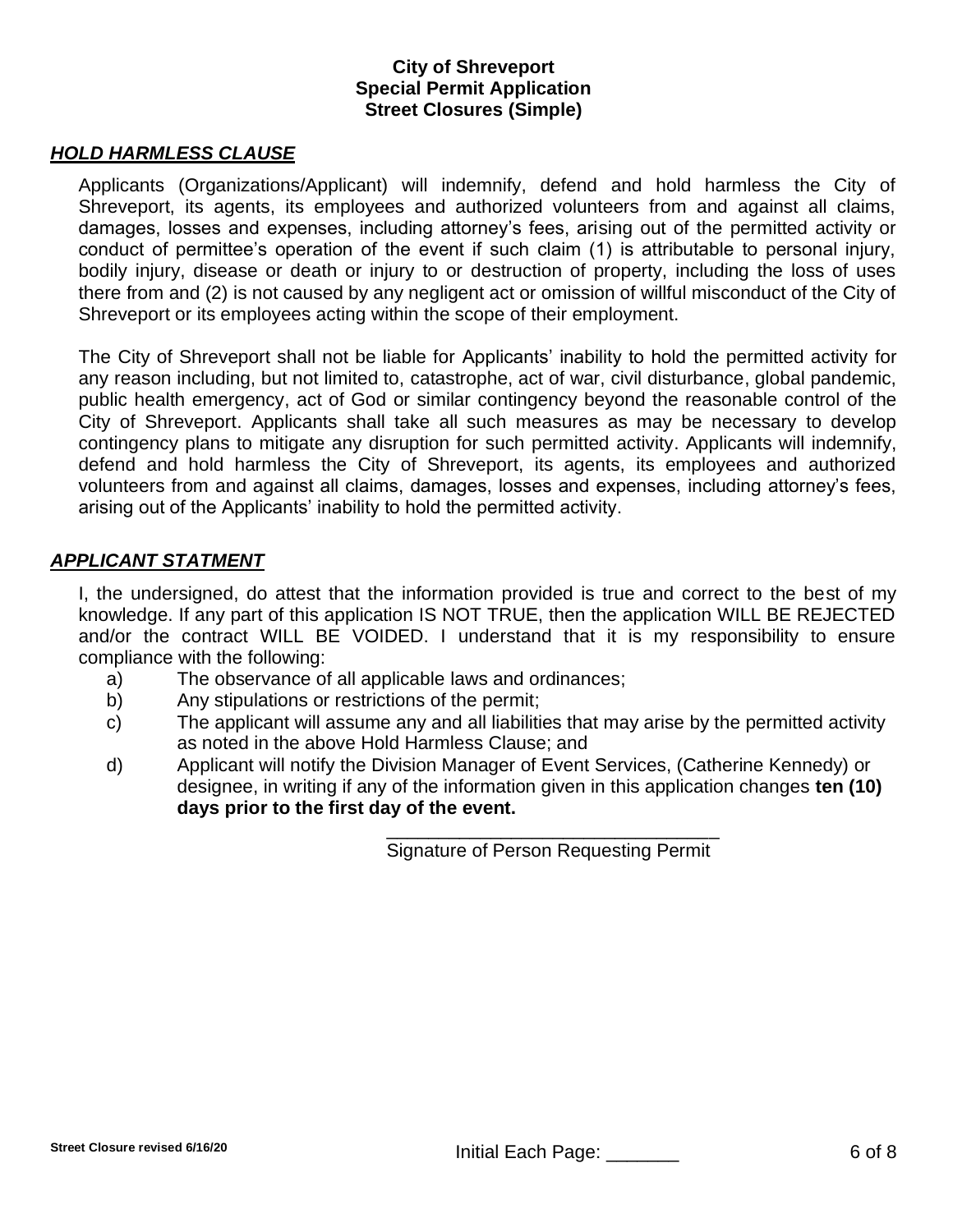**City of Shreveport**
**Special Permit Application**
**Street Closures (Simple)**

## ***HOLD HARMLESS CLAUSE***

Applicants (Organizations/Applicant) will indemnify, defend and hold harmless the City of Shreveport, its agents, its employees and authorized volunteers from and against all claims, damages, losses and expenses, including attorney's fees, arising out of the permitted activity or conduct of permittee's operation of the event if such claim (1) is attributable to personal injury, bodily injury, disease or death or injury to or destruction of property, including the loss of uses there from and (2) is not caused by any negligent act or omission of willful misconduct of the City of Shreveport or its employees acting within the scope of their employment.

The City of Shreveport shall not be liable for Applicants' inability to hold the permitted activity for any reason including, but not limited to, catastrophe, act of war, civil disturbance, global pandemic, public health emergency, act of God or similar contingency beyond the reasonable control of the City of Shreveport. Applicants shall take all such measures as may be necessary to develop contingency plans to mitigate any disruption for such permitted activity. Applicants will indemnify, defend and hold harmless the City of Shreveport, its agents, its employees and authorized volunteers from and against all claims, damages, losses and expenses, including attorney's fees, arising out of the Applicants' inability to hold the permitted activity.

## ***APPLICANT STATMENT***

I, the undersigned, do attest that the information provided is true and correct to the best of my knowledge. If any part of this application IS NOT TRUE, then the application WILL BE REJECTED and/or the contract WILL BE VOIDED. I understand that it is my responsibility to ensure compliance with the following:

a) The observance of all applicable laws and ordinances;
b) Any stipulations or restrictions of the permit;
c) The applicant will assume any and all liabilities that may arise by the permitted activity as noted in the above Hold Harmless Clause; and
d) Applicant will notify the Division Manager of Event Services, (Catherine Kennedy) or designee, in writing if any of the information given in this application changes **ten (10) days prior to the first day of the event.**

\_\_\_\_\_\_\_\_\_\_\_\_\_\_\_\_\_\_\_\_\_\_\_\_\_\_\_\_\_\_\_\_
Signature of Person Requesting Permit

Street Closure revised 6/16/20

Initial Each Page: \_\_\_\_\_\_\_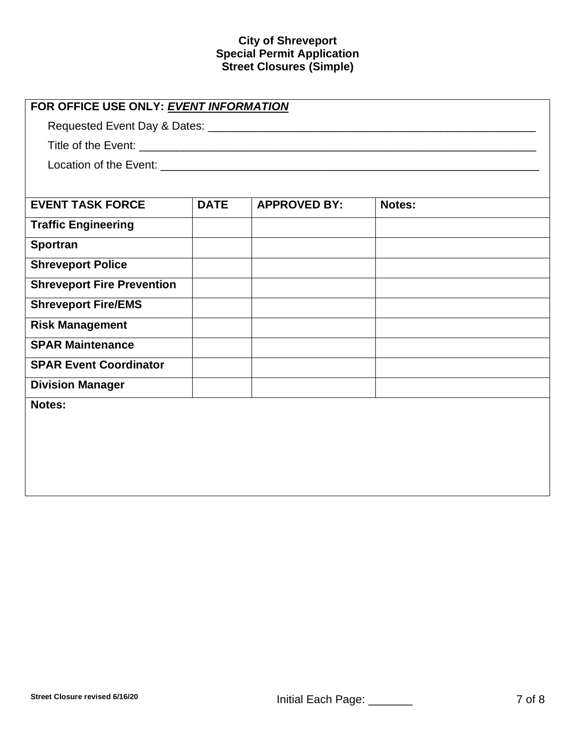**City of Shreveport**
**Special Permit Application**
**Street Closures (Simple)**

**FOR OFFICE USE ONLY: *EVENT INFORMATION***

Requested Event Day & Dates: ____________________________________________________

Title of the Event: ______________________________________________________________

Location of the Event: ___________________________________________________________

| EVENT TASK FORCE | DATE | APPROVED BY: | Notes: |
|---|---|---|---|
| **Traffic Engineering** | | | |
| **Sportran** | | | |
| **Shreveport Police** | | | |
| **Shreveport Fire Prevention** | | | |
| **Shreveport Fire/EMS** | | | |
| **Risk Management** | | | |
| **SPAR Maintenance** | | | |
| **SPAR Event Coordinator** | | | |
| **Division Manager** | | | |

**Notes:**

Street Closure revised 6/16/20

Initial Each Page: _______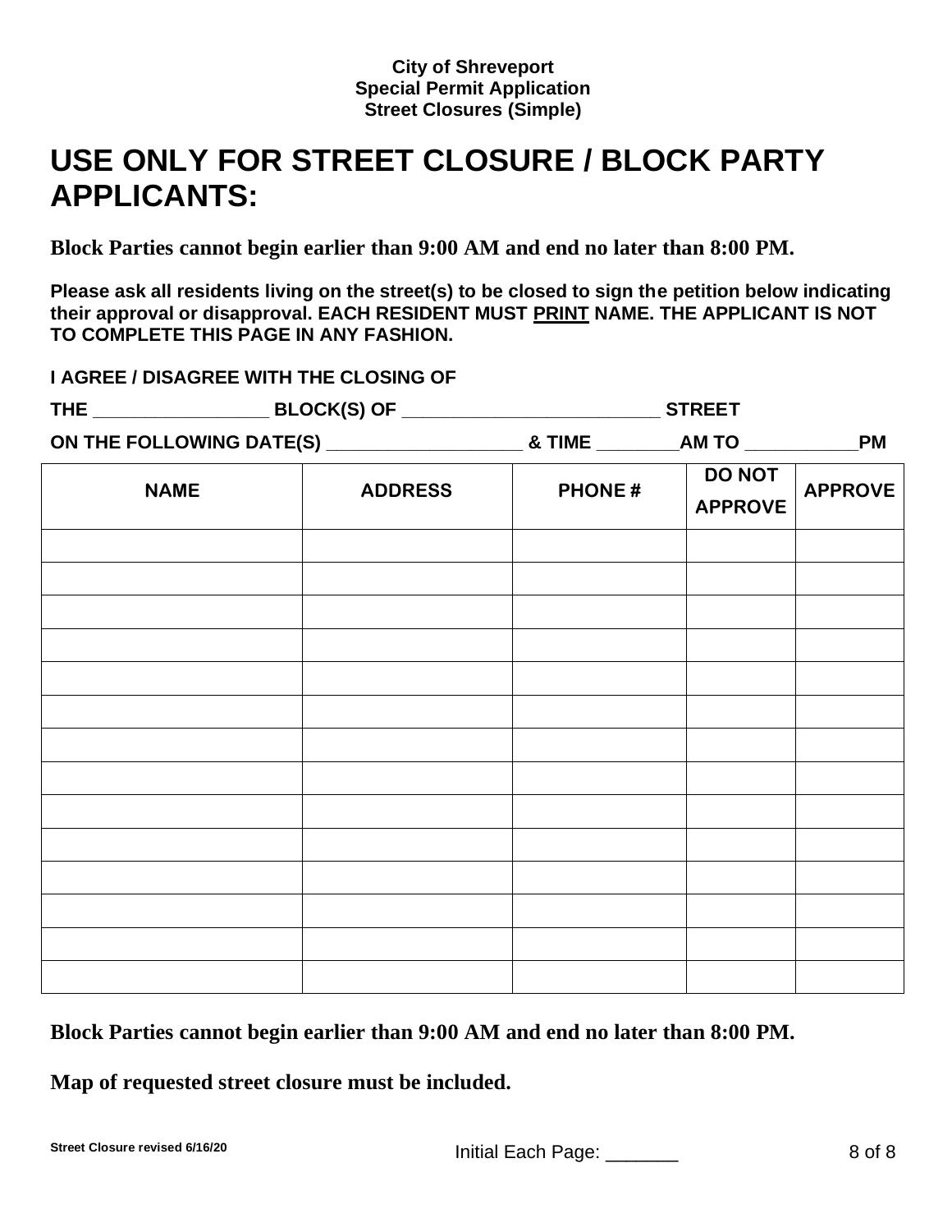**City of Shreveport**
**Special Permit Application**
**Street Closures (Simple)**

# USE ONLY FOR STREET CLOSURE / BLOCK PARTY APPLICANTS:

**Block Parties cannot begin earlier than 9:00 AM and end no later than 8:00 PM.**

**Please ask all residents living on the street(s) to be closed to sign the petition below indicating their approval or disapproval. EACH RESIDENT MUST PRINT NAME. THE APPLICANT IS NOT TO COMPLETE THIS PAGE IN ANY FASHION.**

**I AGREE / DISAGREE WITH THE CLOSING OF**

**THE _________________ BLOCK(S) OF _________________________ STREET**

**ON THE FOLLOWING DATE(S) ___________________ & TIME ________AM TO ___________PM**

| NAME | ADDRESS | PHONE # | DO NOT APPROVE | APPROVE |
|---|---|---|---|---|
| | | | | |
| | | | | |
| | | | | |
| | | | | |
| | | | | |
| | | | | |
| | | | | |
| | | | | |
| | | | | |
| | | | | |
| | | | | |
| | | | | |
| | | | | |
| | | | | |

**Block Parties cannot begin earlier than 9:00 AM and end no later than 8:00 PM.**

**Map of requested street closure must be included.**

**Street Closure revised 6/16/20**

Initial Each Page: _______